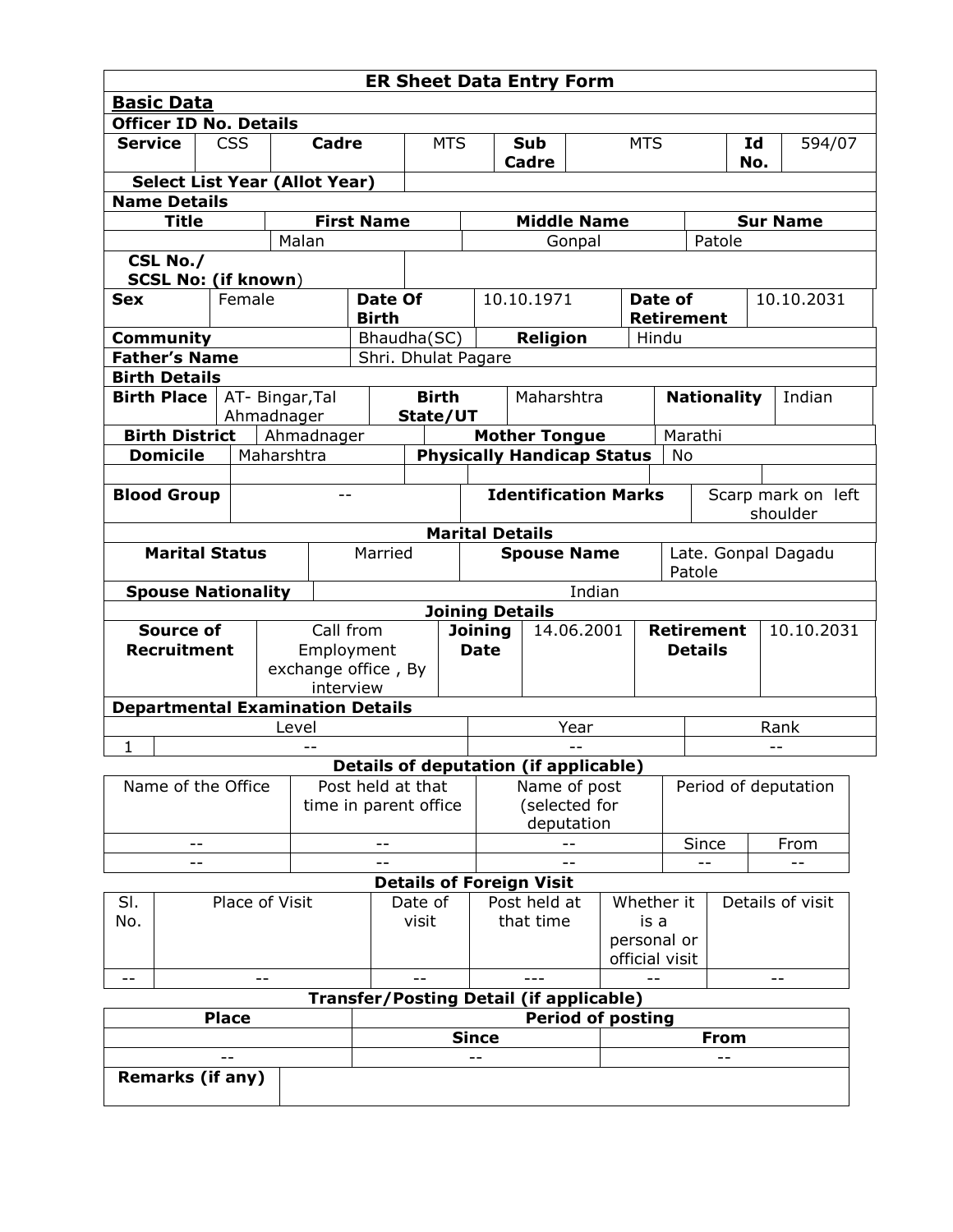# ER Sheet Data Entry Form

## Basic Data

**Officer ID No. Details**

| **Service** | CSS | **Cadre** | MTS | **Sub Cadre** | MTS | **Id No.** | 594/07 |
|---|---|---|---|---|---|---|---|
| **Select List Year (Allot Year)** | | | | | | | |

**Name Details**

| **Title** | **First Name** | **Middle Name** | **Sur Name** |
|---|---|---|---|
| | Malan | Gonpal | Patole |

| **CSL No./ SCSL No: (if known)** | |
|---|---|

| **Sex** | Female | **Date Of Birth** | 10.10.1971 | **Date of Retirement** | 10.10.2031 |
|---|---|---|---|---|---|
| **Community** | | Bhaudha(SC) | **Religion** | Hindu | |
| **Father's Name** | | Shri. Dhulat Pagare | | | |

**Birth Details**

| **Birth Place** | AT- Bingar,Tal Ahmadnager | **Birth State/UT** | Maharshtra | **Nationality** | Indian |
|---|---|---|---|---|---|
| **Birth District** | Ahmadnager | **Mother Tongue** | Marathi | | |
| **Domicile** | Maharshtra | **Physically Handicap Status** | No | | |
| | | | | | |
| **Blood Group** | -- | **Identification Marks** | Scarp mark on left shoulder | | |

**Marital Details**

| **Marital Status** | Married | **Spouse Name** | Late. Gonpal Dagadu Patole |
|---|---|---|---|
| **Spouse Nationality** | Indian | | |

**Joining Details**

| **Source of Recruitment** | Call from Employment exchange office , By interview | **Joining Date** | 14.06.2001 | **Retirement Details** | 10.10.2031 |
|---|---|---|---|---|---|

**Departmental Examination Details**

| | Level | Year | Rank |
|---|---|---|---|
| 1 | -- | -- | -- |

**Details of deputation (if applicable)**

| Name of the Office | Post held at that time in parent office | Name of post (selected for deputation | Period of deputation | |
|---|---|---|---|---|
| -- | -- | -- | Since | From |
| -- | -- | -- | -- | -- |

**Details of Foreign Visit**

| Sl. No. | Place of Visit | Date of visit | Post held at that time | Whether it is a personal or official visit | Details of visit |
|---|---|---|---|---|---|
| -- | -- | -- | --- | -- | -- |

**Transfer/Posting Detail (if applicable)**

| **Place** | **Period of posting** | |
|---|---|---|
| | **Since** | **From** |
| -- | -- | -- |

| **Remarks (if any)** | |
|---|---|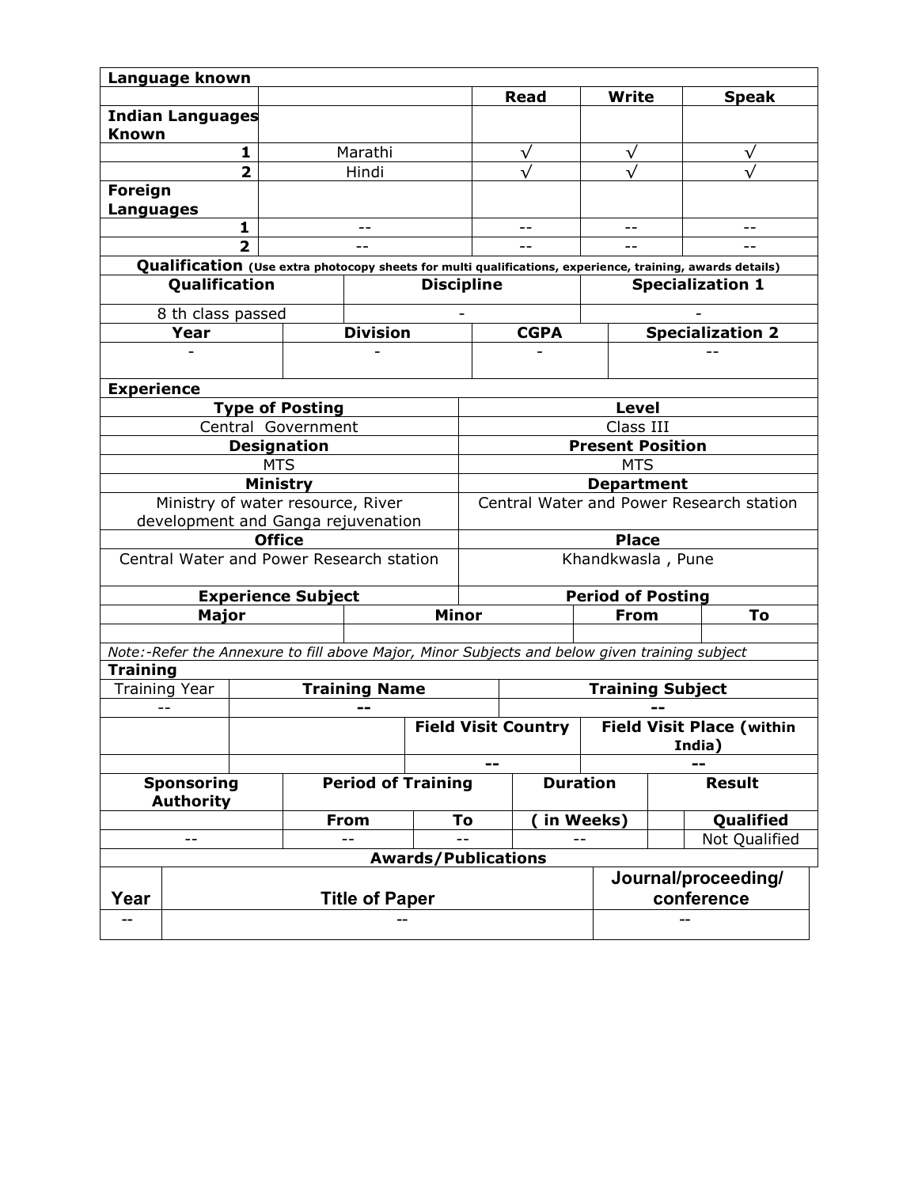**Language known**

| | | Read | Write | Speak |
|---|---|---|---|---|
| **Indian Languages Known** | | | | |
| **1** | Marathi | √ | √ | √ |
| **2** | Hindi | √ | √ | √ |
| **Foreign Languages** | | | | |
| **1** | -- | -- | -- | -- |
| **2** | -- | -- | -- | -- |

**Qualification** **(Use extra photocopy sheets for multi qualifications, experience, training, awards details)**

| Qualification | Discipline | Specialization 1 |
|---|---|---|
| 8 th class passed | - | - |

| Year | Division | CGPA | Specialization 2 |
|---|---|---|---|
| - | - | - | -- |

**Experience**

| Type of Posting | Level |
|---|---|
| Central Government | Class III |
| **Designation** | **Present Position** |
| MTS | MTS |
| **Ministry** | **Department** |
| Ministry of water resource, River development and Ganga rejuvenation | Central Water and Power Research station |
| **Office** | **Place** |
| Central Water and Power Research station | Khandkwasla , Pune |

| Experience Subject | | Period of Posting | |
|---|---|---|---|
| **Major** | **Minor** | **From** | **To** |
| | | | |

*Note:-Refer the Annexure to fill above Major, Minor Subjects and below given training subject*

**Training**

| Training Year | Training Name | | Training Subject |
|---|---|---|---|
| -- | -- | | -- |
| | | **Field Visit Country** | **Field Visit Place (within India)** |
| | | -- | -- |

| Sponsoring Authority | Period of Training | | Duration | Result | |
|---|---|---|---|---|---|
| | **From** | **To** | **( in Weeks)** | | **Qualified** |
| -- | -- | -- | -- | | Not Qualified |

**Awards/Publications**

| Year | Title of Paper | Journal/proceeding/ conference |
|---|---|---|
| -- | -- | -- |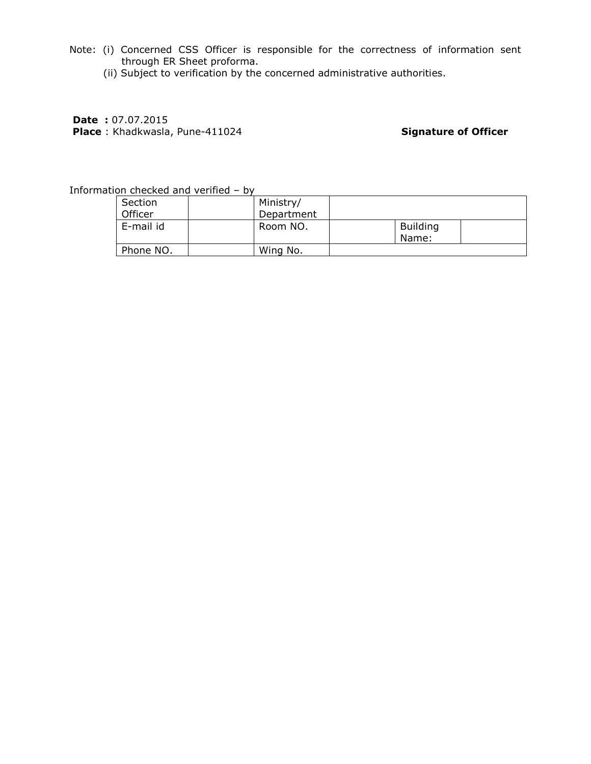Note: (i) Concerned CSS Officer is responsible for the correctness of information sent through ER Sheet proforma.

(ii) Subject to verification by the concerned administrative authorities.

**Date :** 07.07.2015

**Place** : Khadkwasla, Pune-411024

**Signature of Officer**

Information checked and verified – by

| | | | | | |
|---|---|---|---|---|---|
| Section Officer | | Ministry/ Department | | | |
| E-mail id | | Room NO. | | Building Name: | |
| Phone NO. | | Wing No. | | | |